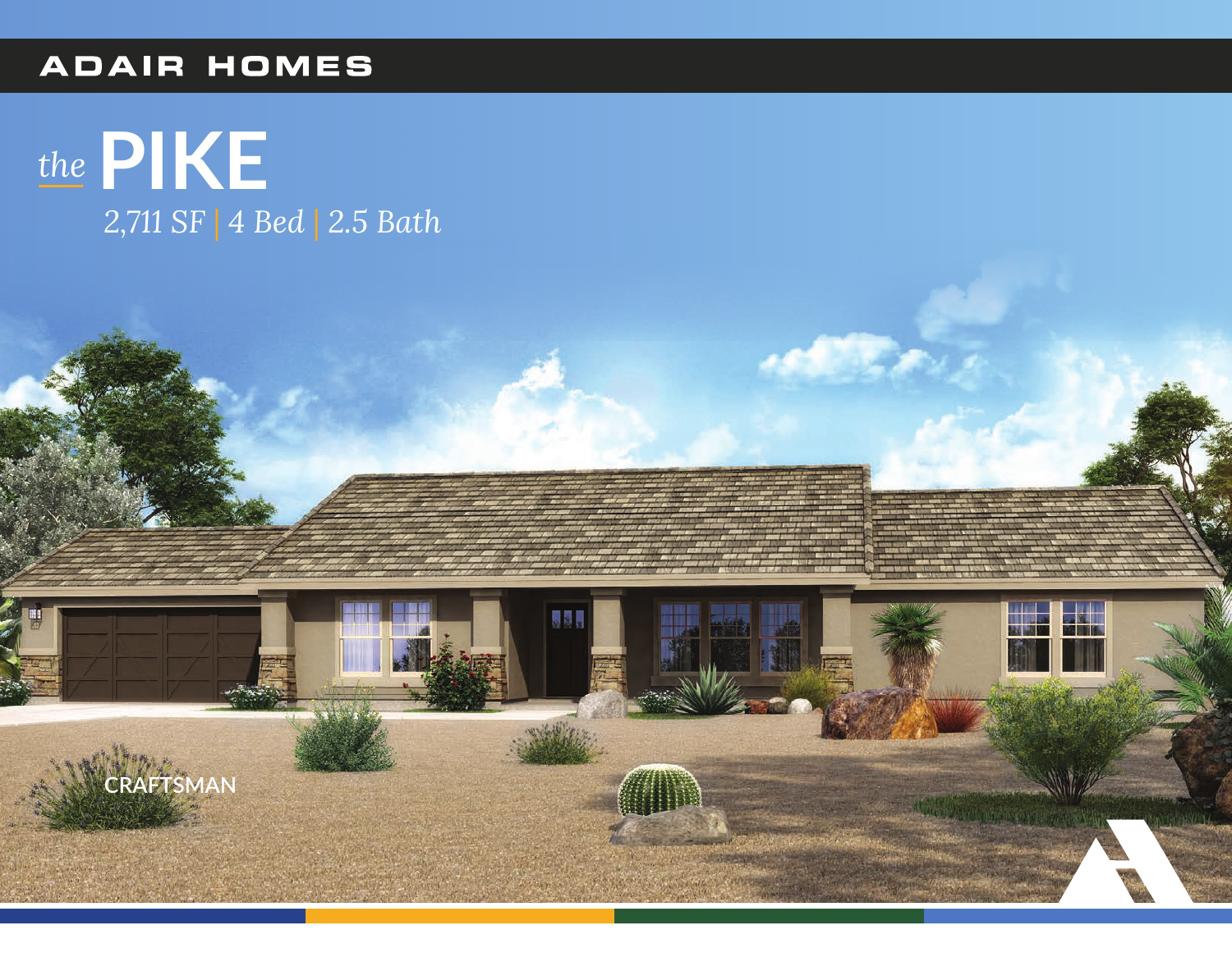**ADAIR HOMES**

# *the* PIKE

*2,711 SF | 4 Bed | 2.5 Bath*

CRAFTSMAN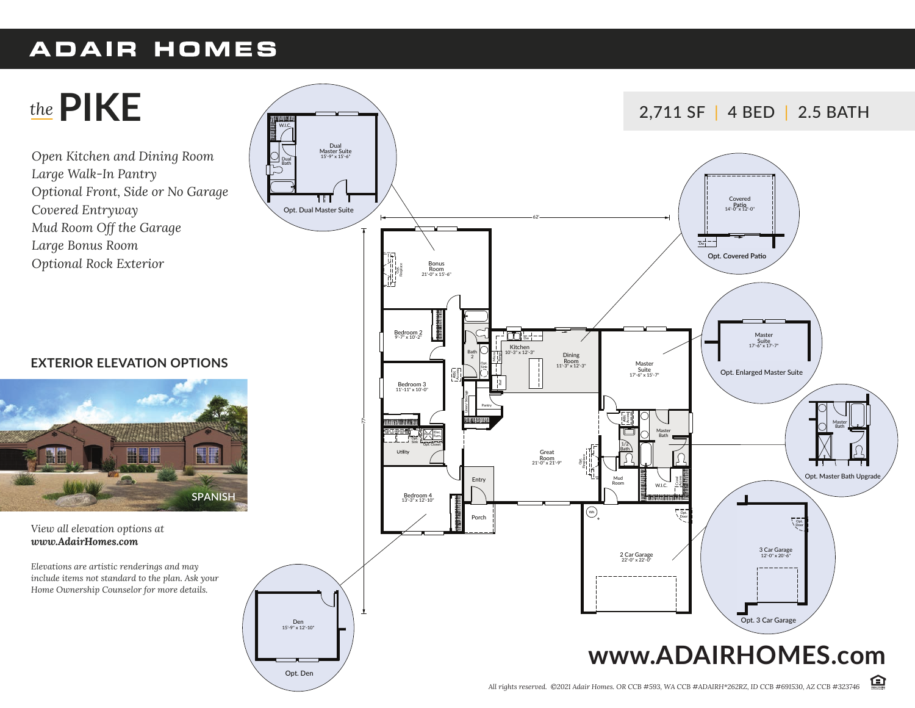# ADAIR HOMES

# *the* PIKE

2,711 SF | 4 BED | 2.5 BATH

*Open Kitchen and Dining Room*
*Large Walk-In Pantry*
*Optional Front, Side or No Garage*
*Covered Entryway*
*Mud Room Off the Garage*
*Large Bonus Room*
*Optional Rock Exterior*

## EXTERIOR ELEVATION OPTIONS

SPANISH

*View all elevation options at* ***www.AdairHomes.com***

*Elevations are artistic renderings and may include items not standard to the plan. Ask your Home Ownership Counselor for more details.*

Opt. Dual Master Suite
Dual Master Suite 15'-9" x 15'-6"
W.I.C.
Dual Bath

Bonus Room 21'-0" x 15'-6"
Opt. Fireplace

Bedroom 2 9'-7" x 10'-2"
Bedroom 3 11'-11" x 10'-0"
Bedroom 4 13'-3" x 12'-10"
Bath 2
Opt. Sink
Linen/Storage
Utility
Opt. Sink
Opt. Closet
Entry
Porch

Kitchen 10'-3" x 12'-3"
DW
Pantry
Ref
Dining Room 11'-3" x 12'-3"
Great Room 21'-0" x 21'-9"
Opt. Fireplace

Master Suite 17'-6" x 15'-7"
Master Bath
W.I.C.
1/2 Bath
Mud Room

2 Car Garage 22'-0" x 22'-0"
WH
Opt. Door

62'
77'

Opt. Covered Patio
Covered Patio 14'-0" x 12'-0"

Opt. Enlarged Master Suite
Master Suite 17'-6" x 17'-7"

Opt. Master Bath Upgrade
Master Bath

Opt. 3 Car Garage
3 Car Garage 12'-0" x 20'-6"
Opt. Door

Opt. Den
Den 15'-9" x 12'-10"

# www.ADAIRHOMES.com

*All rights reserved. ©2021 Adair Homes. OR CCB #593, WA CCB #ADAIRH*262RZ, ID CCB #691530, AZ CCB #323746*